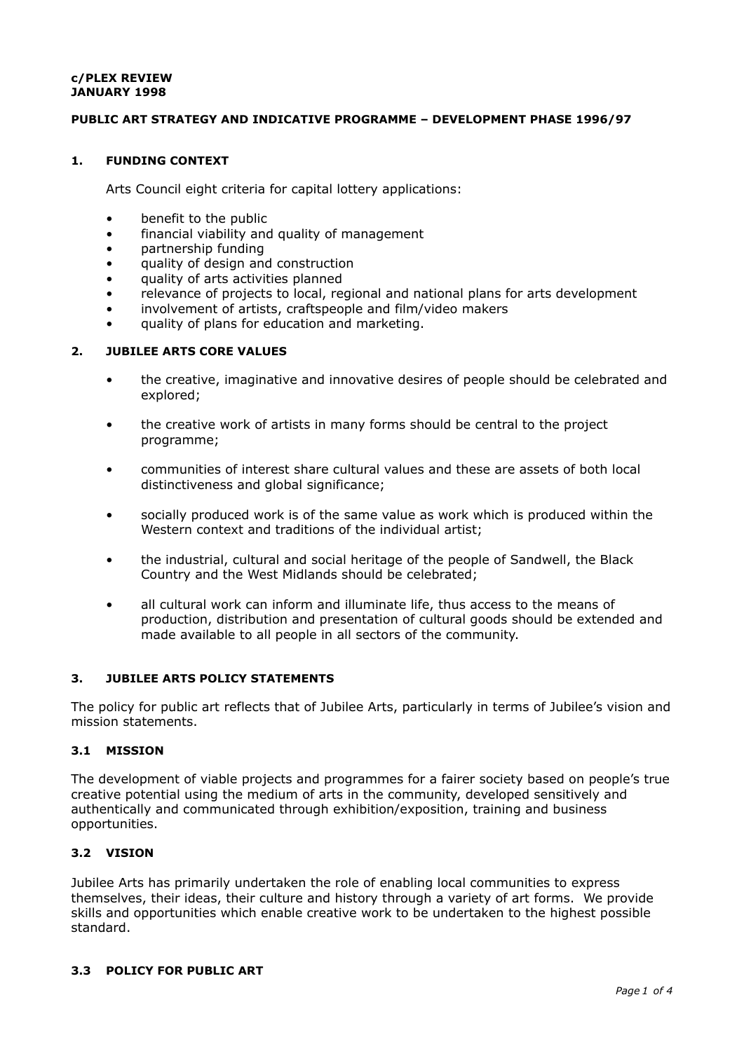**c/PLEX REVIEW**
**JANUARY 1998**

**PUBLIC ART STRATEGY AND INDICATIVE PROGRAMME – DEVELOPMENT PHASE 1996/97**

## 1. FUNDING CONTEXT

Arts Council eight criteria for capital lottery applications:

- benefit to the public
- financial viability and quality of management
- partnership funding
- quality of design and construction
- quality of arts activities planned
- relevance of projects to local, regional and national plans for arts development
- involvement of artists, craftspeople and film/video makers
- quality of plans for education and marketing.

## 2. JUBILEE ARTS CORE VALUES

- the creative, imaginative and innovative desires of people should be celebrated and explored;
- the creative work of artists in many forms should be central to the project programme;
- communities of interest share cultural values and these are assets of both local distinctiveness and global significance;
- socially produced work is of the same value as work which is produced within the Western context and traditions of the individual artist;
- the industrial, cultural and social heritage of the people of Sandwell, the Black Country and the West Midlands should be celebrated;
- all cultural work can inform and illuminate life, thus access to the means of production, distribution and presentation of cultural goods should be extended and made available to all people in all sectors of the community.

## 3. JUBILEE ARTS POLICY STATEMENTS

The policy for public art reflects that of Jubilee Arts, particularly in terms of Jubilee's vision and mission statements.

### 3.1 MISSION

The development of viable projects and programmes for a fairer society based on people's true creative potential using the medium of arts in the community, developed sensitively and authentically and communicated through exhibition/exposition, training and business opportunities.

### 3.2 VISION

Jubilee Arts has primarily undertaken the role of enabling local communities to express themselves, their ideas, their culture and history through a variety of art forms. We provide skills and opportunities which enable creative work to be undertaken to the highest possible standard.

### 3.3 POLICY FOR PUBLIC ART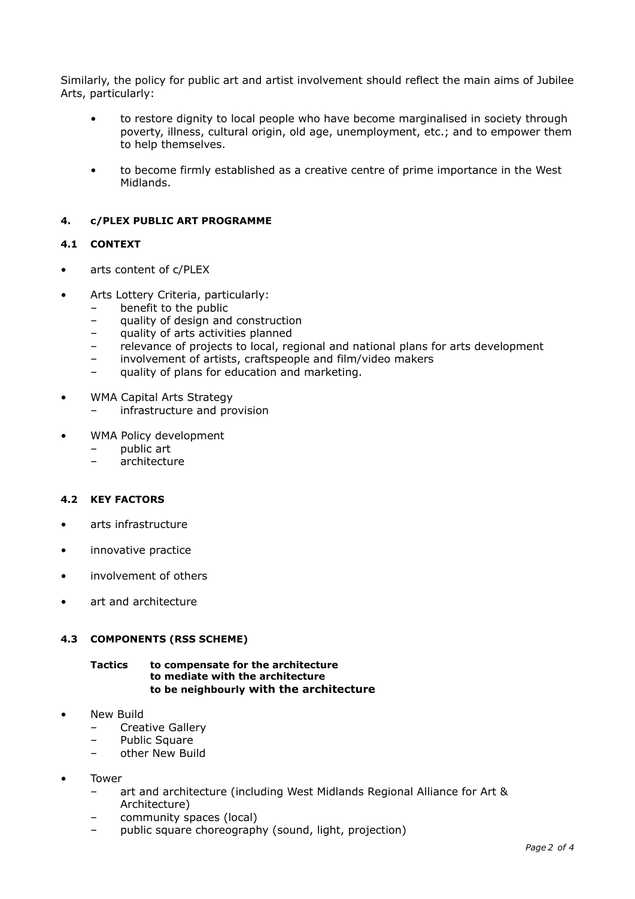Similarly, the policy for public art and artist involvement should reflect the main aims of Jubilee Arts, particularly:

- to restore dignity to local people who have become marginalised in society through poverty, illness, cultural origin, old age, unemployment, etc.; and to empower them to help themselves.
- to become firmly established as a creative centre of prime importance in the West Midlands.

## 4. c/PLEX PUBLIC ART PROGRAMME

### 4.1 CONTEXT

- arts content of c/PLEX
- Arts Lottery Criteria, particularly:
  - benefit to the public
  - quality of design and construction
  - quality of arts activities planned
  - relevance of projects to local, regional and national plans for arts development
  - involvement of artists, craftspeople and film/video makers
  - quality of plans for education and marketing.
- WMA Capital Arts Strategy
  - infrastructure and provision
- WMA Policy development
  - public art
  - architecture

### 4.2 KEY FACTORS

- arts infrastructure
- innovative practice
- involvement of others
- art and architecture

### 4.3 COMPONENTS (RSS SCHEME)

**Tactics** **to compensate for the architecture**
**to mediate with the architecture**
**to be neighbourly with the architecture**

- New Build
  - Creative Gallery
  - Public Square
  - other New Build
- Tower
  - art and architecture (including West Midlands Regional Alliance for Art & Architecture)
  - community spaces (local)
  - public square choreography (sound, light, projection)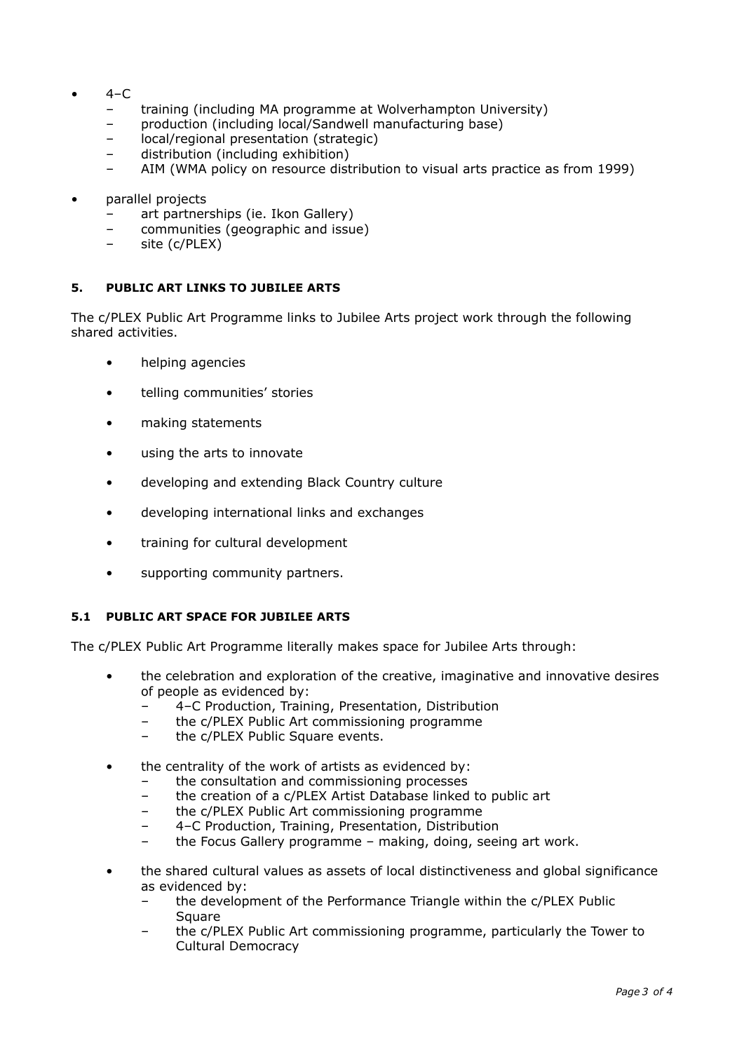- 4–C
  - training (including MA programme at Wolverhampton University)
  - production (including local/Sandwell manufacturing base)
  - local/regional presentation (strategic)
  - distribution (including exhibition)
  - AIM (WMA policy on resource distribution to visual arts practice as from 1999)
- parallel projects
  - art partnerships (ie. Ikon Gallery)
  - communities (geographic and issue)
  - site (c/PLEX)

## 5. PUBLIC ART LINKS TO JUBILEE ARTS

The c/PLEX Public Art Programme links to Jubilee Arts project work through the following shared activities.

- helping agencies
- telling communities' stories
- making statements
- using the arts to innovate
- developing and extending Black Country culture
- developing international links and exchanges
- training for cultural development
- supporting community partners.

### 5.1 PUBLIC ART SPACE FOR JUBILEE ARTS

The c/PLEX Public Art Programme literally makes space for Jubilee Arts through:

- the celebration and exploration of the creative, imaginative and innovative desires of people as evidenced by:
  - 4–C Production, Training, Presentation, Distribution
  - the c/PLEX Public Art commissioning programme
  - the c/PLEX Public Square events.
- the centrality of the work of artists as evidenced by:
  - the consultation and commissioning processes
  - the creation of a c/PLEX Artist Database linked to public art
  - the c/PLEX Public Art commissioning programme
  - 4–C Production, Training, Presentation, Distribution
  - the Focus Gallery programme – making, doing, seeing art work.
- the shared cultural values as assets of local distinctiveness and global significance as evidenced by:
  - the development of the Performance Triangle within the c/PLEX Public Square
  - the c/PLEX Public Art commissioning programme, particularly the Tower to Cultural Democracy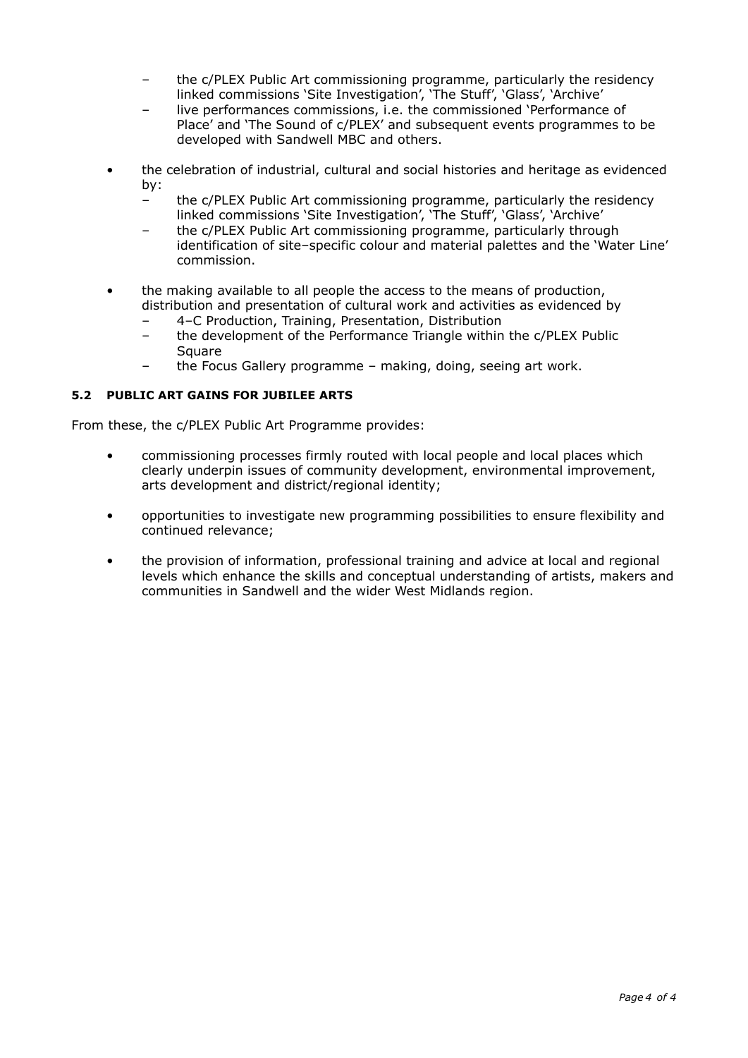- the c/PLEX Public Art commissioning programme, particularly the residency linked commissions 'Site Investigation', 'The Stuff', 'Glass', 'Archive'
  - live performances commissions, i.e. the commissioned 'Performance of Place' and 'The Sound of c/PLEX' and subsequent events programmes to be developed with Sandwell MBC and others.

- the celebration of industrial, cultural and social histories and heritage as evidenced by:
  - the c/PLEX Public Art commissioning programme, particularly the residency linked commissions 'Site Investigation', 'The Stuff', 'Glass', 'Archive'
  - the c/PLEX Public Art commissioning programme, particularly through identification of site–specific colour and material palettes and the 'Water Line' commission.

- the making available to all people the access to the means of production, distribution and presentation of cultural work and activities as evidenced by
  - 4–C Production, Training, Presentation, Distribution
  - the development of the Performance Triangle within the c/PLEX Public Square
  - the Focus Gallery programme – making, doing, seeing art work.

### 5.2 PUBLIC ART GAINS FOR JUBILEE ARTS

From these, the c/PLEX Public Art Programme provides:

- commissioning processes firmly routed with local people and local places which clearly underpin issues of community development, environmental improvement, arts development and district/regional identity;

- opportunities to investigate new programming possibilities to ensure flexibility and continued relevance;

- the provision of information, professional training and advice at local and regional levels which enhance the skills and conceptual understanding of artists, makers and communities in Sandwell and the wider West Midlands region.